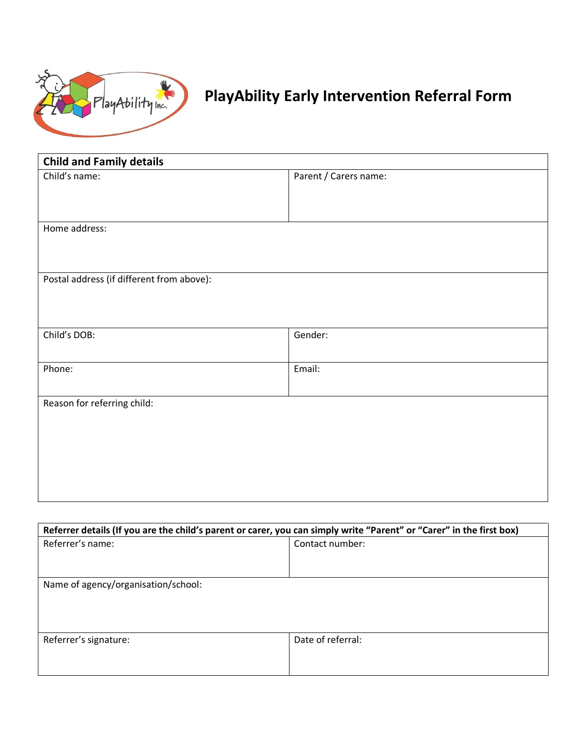# PlayAbility Early Intervention Referral Form

| Child and Family details | |
|---|---|
| Child's name: | Parent / Carers name: |
| Home address: | |
| Postal address (if different from above): | |
| Child's DOB: | Gender: |
| Phone: | Email: |
| Reason for referring child: | |

| Referrer details (If you are the child's parent or carer, you can simply write "Parent" or "Carer" in the first box) | |
|---|---|
| Referrer's name: | Contact number: |
| Name of agency/organisation/school: | |
| Referrer's signature: | Date of referral: |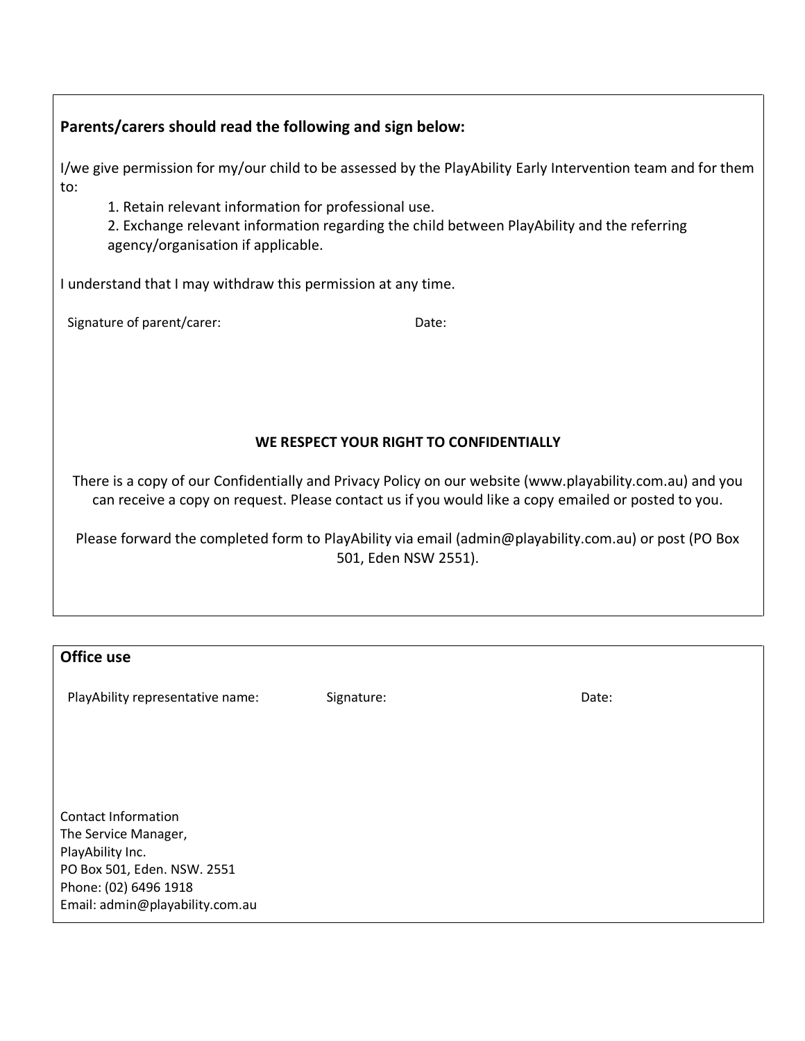**Parents/carers should read the following and sign below:**

I/we give permission for my/our child to be assessed by the PlayAbility Early Intervention team and for them to:

1. Retain relevant information for professional use.
2. Exchange relevant information regarding the child between PlayAbility and the referring agency/organisation if applicable.

I understand that I may withdraw this permission at any time.

Signature of parent/carer: Date:

**WE RESPECT YOUR RIGHT TO CONFIDENTIALLY**

There is a copy of our Confidentially and Privacy Policy on our website (www.playability.com.au) and you can receive a copy on request. Please contact us if you would like a copy emailed or posted to you.

Please forward the completed form to PlayAbility via email (admin@playability.com.au) or post (PO Box 501, Eden NSW 2551).

**Office use**

PlayAbility representative name: Signature: Date:

Contact Information
The Service Manager,
PlayAbility Inc.
PO Box 501, Eden. NSW. 2551
Phone: (02) 6496 1918
Email: admin@playability.com.au